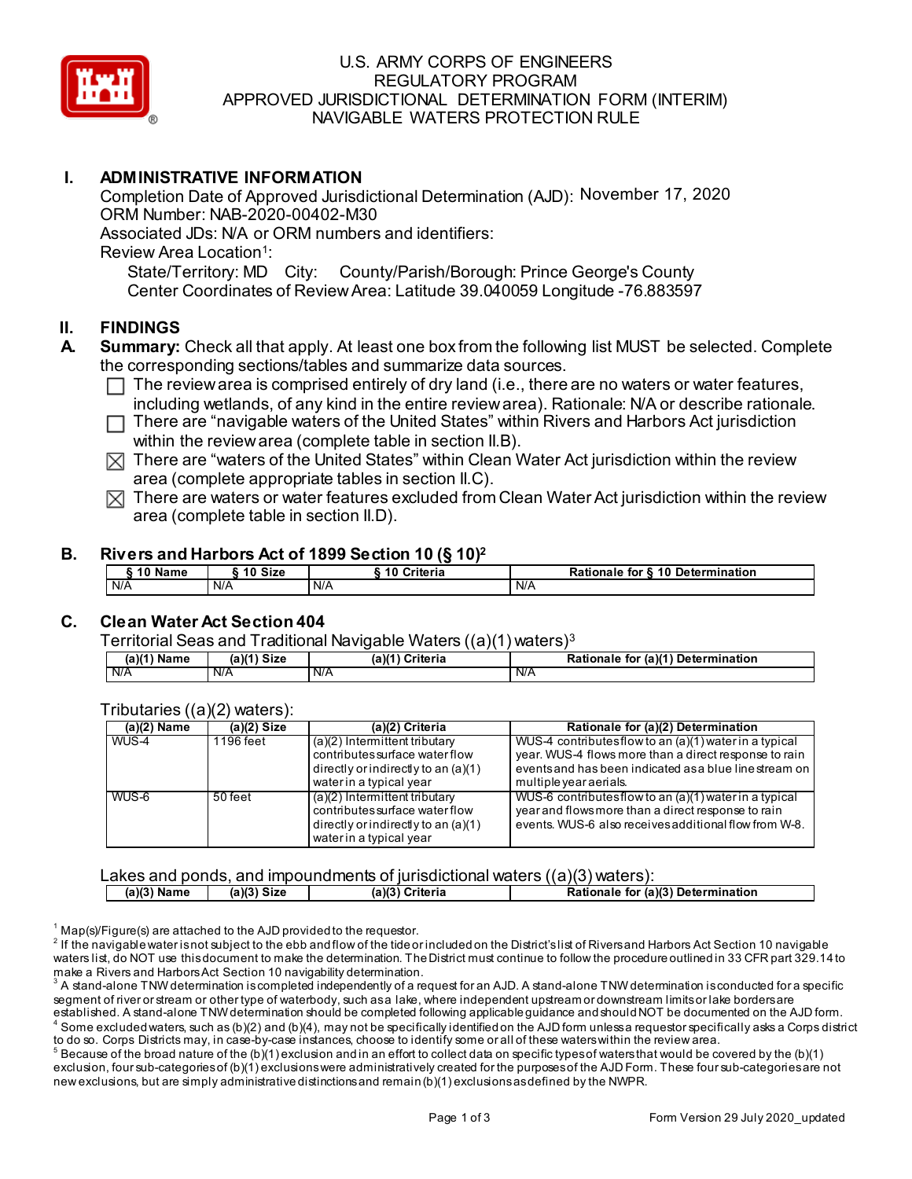# U.S. ARMY CORPS OF ENGINEERS
# REGULATORY PROGRAM
# APPROVED JURISDICTIONAL DETERMINATION FORM (INTERIM)
# NAVIGABLE WATERS PROTECTION RULE

## I. ADMINISTRATIVE INFORMATION

Completion Date of Approved Jurisdictional Determination (AJD): November 17, 2020
ORM Number: NAB-2020-00402-M30
Associated JDs: N/A or ORM numbers and identifiers:
Review Area Location[1]:
State/Territory: MD City: County/Parish/Borough: Prince George's County
Center Coordinates of Review Area: Latitude 39.040059 Longitude -76.883597

## II. FINDINGS

**A. Summary:** Check all that apply. At least one box from the following list MUST be selected. Complete the corresponding sections/tables and summarize data sources.

- ☐ The review area is comprised entirely of dry land (i.e., there are no waters or water features, including wetlands, of any kind in the entire review area). Rationale: N/A or describe rationale.
- ☐ There are "navigable waters of the United States" within Rivers and Harbors Act jurisdiction within the review area (complete table in section II.B).
- ☒ There are "waters of the United States" within Clean Water Act jurisdiction within the review area (complete appropriate tables in section II.C).
- ☒ There are waters or water features excluded from Clean Water Act jurisdiction within the review area (complete table in section II.D).

### B. Rivers and Harbors Act of 1899 Section 10 (§ 10)[2]

| § 10 Name | § 10 Size | § 10 Criteria | Rationale for § 10 Determination |
|---|---|---|---|
| N/A | N/A | N/A | N/A |

### C. Clean Water Act Section 404

Territorial Seas and Traditional Navigable Waters ((a)(1) waters)[3]

| (a)(1) Name | (a)(1) Size | (a)(1) Criteria | Rationale for (a)(1) Determination |
|---|---|---|---|
| N/A | N/A | N/A | N/A |

Tributaries ((a)(2) waters):

| (a)(2) Name | (a)(2) Size | (a)(2) Criteria | Rationale for (a)(2) Determination |
|---|---|---|---|
| WUS-4 | 1196 feet | (a)(2) Intermittent tributary contributes surface water flow directly or indirectly to an (a)(1) water in a typical year | WUS-4 contributes flow to an (a)(1) water in a typical year. WUS-4 flows more than a direct response to rain events and has been indicated as a blue line stream on multiple year aerials. |
| WUS-6 | 50 feet | (a)(2) Intermittent tributary contributes surface water flow directly or indirectly to an (a)(1) water in a typical year | WUS-6 contributes flow to an (a)(1) water in a typical year and flows more than a direct response to rain events. WUS-6 also receives additional flow from W-8. |

Lakes and ponds, and impoundments of jurisdictional waters ((a)(3) waters):

| (a)(3) Name | (a)(3) Size | (a)(3) Criteria | Rationale for (a)(3) Determination |
|---|---|---|---|

---

[1] Map(s)/Figure(s) are attached to the AJD provided to the requestor.
[2] If the navigable water is not subject to the ebb and flow of the tide or included on the District's list of Rivers and Harbors Act Section 10 navigable waters list, do NOT use this document to make the determination. The District must continue to follow the procedure outlined in 33 CFR part 329.14 to make a Rivers and Harbors Act Section 10 navigability determination.
[3] A stand-alone TNW determination is completed independently of a request for an AJD. A stand-alone TNW determination is conducted for a specific segment of river or stream or other type of waterbody, such as a lake, where independent upstream or downstream limits or lake borders are established. A stand-alone TNW determination should be completed following applicable guidance and should NOT be documented on the AJD form.
[4] Some excluded waters, such as (b)(2) and (b)(4), may not be specifically identified on the AJD form unless a requestor specifically asks a Corps district to do so. Corps Districts may, in case-by-case instances, choose to identify some or all of these waters within the review area.
[5] Because of the broad nature of the (b)(1) exclusion and in an effort to collect data on specific types of waters that would be covered by the (b)(1) exclusion, four sub-categories of (b)(1) exclusions were administratively created for the purposes of the AJD Form. These four sub-categories are not new exclusions, but are simply administrative distinctions and remain (b)(1) exclusions as defined by the NWPR.

Form Version 29 July 2020_updated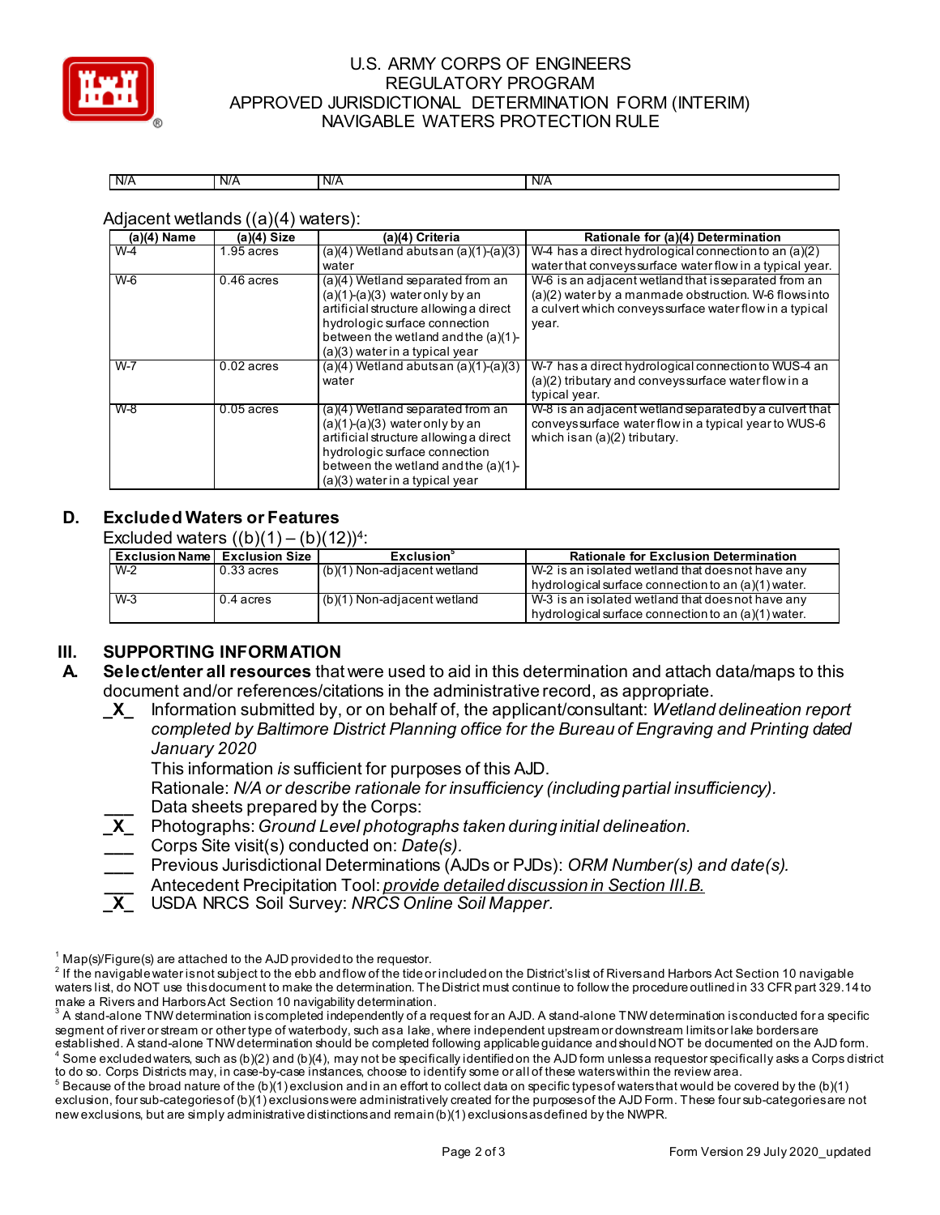| N/A | N/A | N/A | N/A |
|---|---|---|---|

Adjacent wetlands ((a)(4) waters):

| (a)(4) Name | (a)(4) Size | (a)(4) Criteria | Rationale for (a)(4) Determination |
|---|---|---|---|
| W-4 | 1.95 acres | (a)(4) Wetland abuts an (a)(1)-(a)(3) water | W-4 has a direct hydrological connection to an (a)(2) water that conveys surface water flow in a typical year. |
| W-6 | 0.46 acres | (a)(4) Wetland separated from an (a)(1)-(a)(3) water only by an artificial structure allowing a direct hydrologic surface connection between the wetland and the (a)(1)-(a)(3) water in a typical year | W-6 is an adjacent wetland that is separated from an (a)(2) water by a manmade obstruction. W-6 flows into a culvert which conveys surface water flow in a typical year. |
| W-7 | 0.02 acres | (a)(4) Wetland abuts an (a)(1)-(a)(3) water | W-7 has a direct hydrological connection to WUS-4 an (a)(2) tributary and conveys surface water flow in a typical year. |
| W-8 | 0.05 acres | (a)(4) Wetland separated from an (a)(1)-(a)(3) water only by an artificial structure allowing a direct hydrologic surface connection between the wetland and the (a)(1)-(a)(3) water in a typical year | W-8 is an adjacent wetland separated by a culvert that conveys surface water flow in a typical year to WUS-6 which is an (a)(2) tributary. |

## D. Excluded Waters or Features

Excluded waters ((b)(1) – (b)(12))[4]:

| Exclusion Name | Exclusion Size | Exclusion[5] | Rationale for Exclusion Determination |
|---|---|---|---|
| W-2 | 0.33 acres | (b)(1) Non-adjacent wetland | W-2 is an isolated wetland that does not have any hydrological surface connection to an (a)(1) water. |
| W-3 | 0.4 acres | (b)(1) Non-adjacent wetland | W-3 is an isolated wetland that does not have any hydrological surface connection to an (a)(1) water. |

## III. SUPPORTING INFORMATION

**A. Select/enter all resources** that were used to aid in this determination and attach data/maps to this document and/or references/citations in the administrative record, as appropriate.

- _X_ Information submitted by, or on behalf of, the applicant/consultant: *Wetland delineation report completed by Baltimore District Planning office for the Bureau of Engraving and Printing dated January 2020*
  This information *is* sufficient for purposes of this AJD.
  Rationale: *N/A or describe rationale for insufficiency (including partial insufficiency).*
- ___ Data sheets prepared by the Corps:
- _X_ Photographs: *Ground Level photographs taken during initial delineation.*
- ___ Corps Site visit(s) conducted on: *Date(s).*
- ___ Previous Jurisdictional Determinations (AJDs or PJDs): *ORM Number(s) and date(s).*
- ___ Antecedent Precipitation Tool: *provide detailed discussion in Section III.B.*
- _X_ USDA NRCS Soil Survey: *NRCS Online Soil Mapper.*

---

[1] Map(s)/Figure(s) are attached to the AJD provided to the requestor.

[2] If the navigable water is not subject to the ebb and flow of the tide or included on the District's list of Rivers and Harbors Act Section 10 navigable waters list, do NOT use this document to make the determination. The District must continue to follow the procedure outlined in 33 CFR part 329.14 to make a Rivers and Harbors Act Section 10 navigability determination.

[3] A stand-alone TNW determination is completed independently of a request for an AJD. A stand-alone TNW determination is conducted for a specific segment of river or stream or other type of waterbody, such as a lake, where independent upstream or downstream limits or lake borders are established. A stand-alone TNW determination should be completed following applicable guidance and should NOT be documented on the AJD form.

[4] Some excluded waters, such as (b)(2) and (b)(4), may not be specifically identified on the AJD form unless a requestor specifically asks a Corps district to do so. Corps Districts may, in case-by-case instances, choose to identify some or all of these waters within the review area.

[5] Because of the broad nature of the (b)(1) exclusion and in an effort to collect data on specific types of waters that would be covered by the (b)(1) exclusion, four sub-categories of (b)(1) exclusions were administratively created for the purposes of the AJD Form. These four sub-categories are not new exclusions, but are simply administrative distinctions and remain (b)(1) exclusions as defined by the NWPR.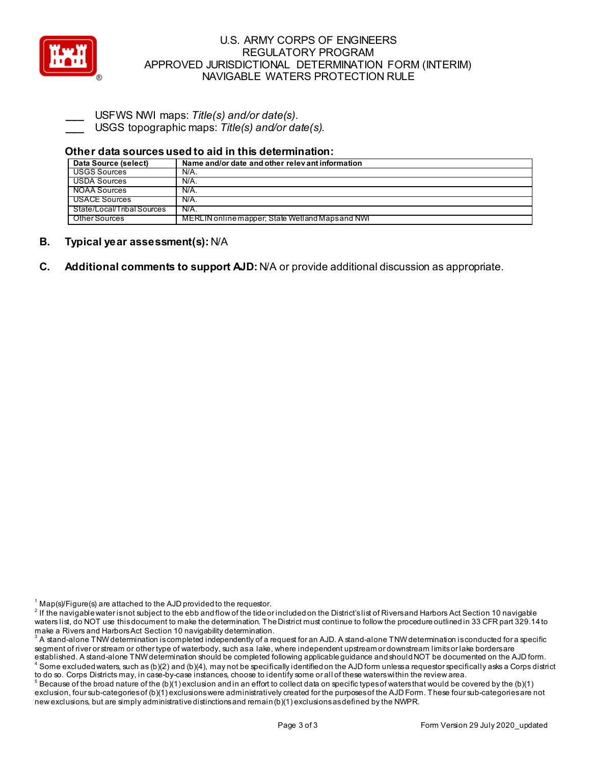___ USFWS NWI maps: *Title(s) and/or date(s).*
___ USGS topographic maps: *Title(s) and/or date(s).*

**Other data sources used to aid in this determination:**

| Data Source (select) | Name and/or date and other relevant information |
|---|---|
| USGS Sources | N/A. |
| USDA Sources | N/A. |
| NOAA Sources | N/A. |
| USACE Sources | N/A. |
| State/Local/Tribal Sources | N/A. |
| Other Sources | MERLIN online mapper; State Wetland Maps and NWI |

**B. Typical year assessment(s):** N/A

**C. Additional comments to support AJD:** N/A or provide additional discussion as appropriate.

[1] Map(s)/Figure(s) are attached to the AJD provided to the requestor.
[2] If the navigable water is not subject to the ebb and flow of the tide or included on the District's list of Rivers and Harbors Act Section 10 navigable waters list, do NOT use this document to make the determination. The District must continue to follow the procedure outlined in 33 CFR part 329.14 to make a Rivers and Harbors Act Section 10 navigability determination.
[3] A stand-alone TNW determination is completed independently of a request for an AJD. A stand-alone TNW determination is conducted for a specific segment of river or stream or other type of waterbody, such as a lake, where independent upstream or downstream limits or lake borders are established. A stand-alone TNW determination should be completed following applicable guidance and should NOT be documented on the AJD form.
[4] Some excluded waters, such as (b)(2) and (b)(4), may not be specifically identified on the AJD form unless a requestor specifically asks a Corps district to do so. Corps Districts may, in case-by-case instances, choose to identify some or all of these waters within the review area.
[5] Because of the broad nature of the (b)(1) exclusion and in an effort to collect data on specific types of waters that would be covered by the (b)(1) exclusion, four sub-categories of (b)(1) exclusions were administratively created for the purposes of the AJD Form. These four sub-categories are not new exclusions, but are simply administrative distinctions and remain (b)(1) exclusions as defined by the NWPR.